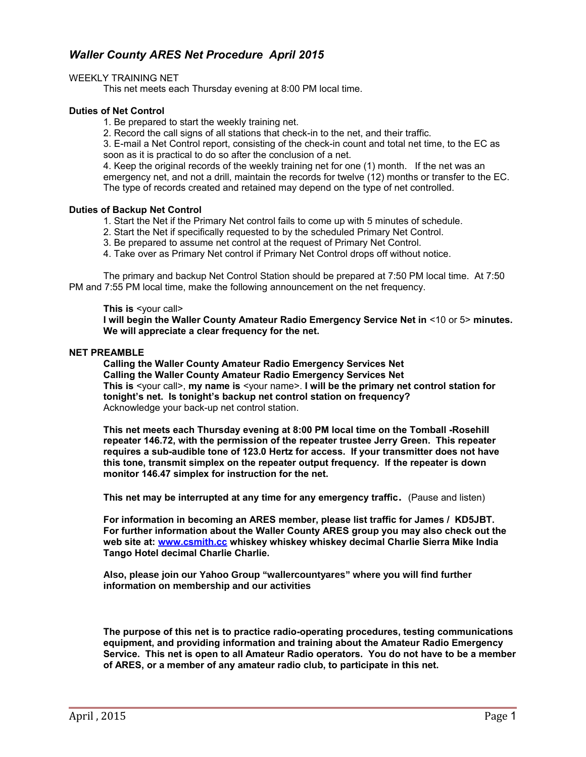# *Waller County ARES Net Procedure April 2015*

WEEKLY TRAINING NET

This net meets each Thursday evening at 8:00 PM local time.

**Duties of Net Control**

1. Be prepared to start the weekly training net.
2. Record the call signs of all stations that check-in to the net, and their traffic.
3. E-mail a Net Control report, consisting of the check-in count and total net time, to the EC as soon as it is practical to do so after the conclusion of a net.
4. Keep the original records of the weekly training net for one (1) month. If the net was an emergency net, and not a drill, maintain the records for twelve (12) months or transfer to the EC. The type of records created and retained may depend on the type of net controlled.

**Duties of Backup Net Control**

1. Start the Net if the Primary Net control fails to come up with 5 minutes of schedule.
2. Start the Net if specifically requested to by the scheduled Primary Net Control.
3. Be prepared to assume net control at the request of Primary Net Control.
4. Take over as Primary Net control if Primary Net Control drops off without notice.

The primary and backup Net Control Station should be prepared at 7:50 PM local time. At 7:50 PM and 7:55 PM local time, make the following announcement on the net frequency.

**This is** <your call>
**I will begin the Waller County Amateur Radio Emergency Service Net in** <10 or 5> **minutes. We will appreciate a clear frequency for the net.**

**NET PREAMBLE**

**Calling the Waller County Amateur Radio Emergency Services Net**
**Calling the Waller County Amateur Radio Emergency Services Net**
**This is** <your call>, **my name is** <your name>. **I will be the primary net control station for tonight's net. Is tonight's backup net control station on frequency?**
Acknowledge your back-up net control station.

**This net meets each Thursday evening at 8:00 PM local time on the Tomball -Rosehill repeater 146.72, with the permission of the repeater trustee Jerry Green. This repeater requires a sub-audible tone of 123.0 Hertz for access. If your transmitter does not have this tone, transmit simplex on the repeater output frequency. If the repeater is down monitor 146.47 simplex for instruction for the net.**

**This net may be interrupted at any time for any emergency traffic.** (Pause and listen)

**For information in becoming an ARES member, please list traffic for James / KD5JBT. For further information about the Waller County ARES group you may also check out the web site at: [www.csmith.cc](http://www.csmith.cc) whiskey whiskey whiskey decimal Charlie Sierra Mike India Tango Hotel decimal Charlie Charlie.**

**Also, please join our Yahoo Group "wallercountyares" where you will find further information on membership and our activities**

**The purpose of this net is to practice radio-operating procedures, testing communications equipment, and providing information and training about the Amateur Radio Emergency Service. This net is open to all Amateur Radio operators. You do not have to be a member of ARES, or a member of any amateur radio club, to participate in this net.**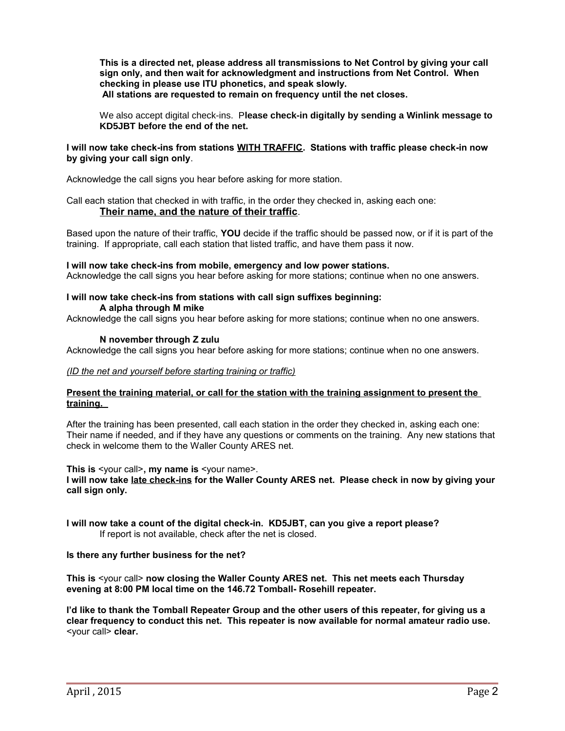**This is a directed net, please address all transmissions to Net Control by giving your call sign only, and then wait for acknowledgment and instructions from Net Control. When checking in please use ITU phonetics, and speak slowly.**
**All stations are requested to remain on frequency until the net closes.**

We also accept digital check-ins. P**lease check-in digitally by sending a Winlink message to KD5JBT before the end of the net.**

**I will now take check-ins from stations WITH TRAFFIC. Stations with traffic please check-in now by giving your call sign only**.

Acknowledge the call signs you hear before asking for more station.

Call each station that checked in with traffic, in the order they checked in, asking each one:
**Their name, and the nature of their traffic**.

Based upon the nature of their traffic, **YOU** decide if the traffic should be passed now, or if it is part of the training. If appropriate, call each station that listed traffic, and have them pass it now.

**I will now take check-ins from mobile, emergency and low power stations.**
Acknowledge the call signs you hear before asking for more stations; continue when no one answers.

**I will now take check-ins from stations with call sign suffixes beginning:**
**A alpha through M mike**
Acknowledge the call signs you hear before asking for more stations; continue when no one answers.

**N november through Z zulu**
Acknowledge the call signs you hear before asking for more stations; continue when no one answers.

*(ID the net and yourself before starting training or traffic)*

**Present the training material, or call for the station with the training assignment to present the training.**

After the training has been presented, call each station in the order they checked in, asking each one: Their name if needed, and if they have any questions or comments on the training. Any new stations that check in welcome them to the Waller County ARES net.

**This is** <your call>**, my name is** <your name>.
**I will now take late check-ins for the Waller County ARES net. Please check in now by giving your call sign only.**

**I will now take a count of the digital check-in. KD5JBT, can you give a report please?**
If report is not available, check after the net is closed.

**Is there any further business for the net?**

**This is** <your call> **now closing the Waller County ARES net. This net meets each Thursday evening at 8:00 PM local time on the 146.72 Tomball- Rosehill repeater.**

**I'd like to thank the Tomball Repeater Group and the other users of this repeater, for giving us a clear frequency to conduct this net. This repeater is now available for normal amateur radio use.** <your call> **clear.**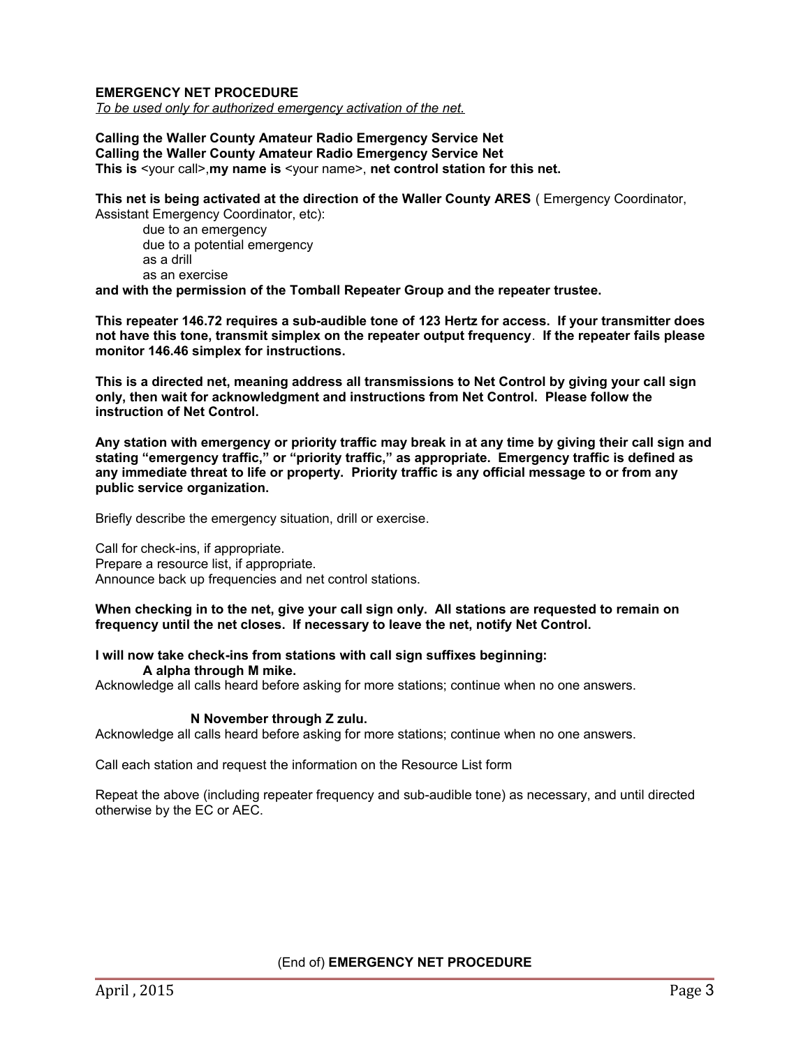**EMERGENCY NET PROCEDURE**

*To be used only for authorized emergency activation of the net.*

**Calling the Waller County Amateur Radio Emergency Service Net**
**Calling the Waller County Amateur Radio Emergency Service Net**
**This is** <your call>,**my name is** <your name>, **net control station for this net.**

**This net is being activated at the direction of the Waller County ARES** ( Emergency Coordinator, Assistant Emergency Coordinator, etc):

- due to an emergency
- due to a potential emergency
- as a drill
- as an exercise

**and with the permission of the Tomball Repeater Group and the repeater trustee.**

**This repeater 146.72 requires a sub-audible tone of 123 Hertz for access. If your transmitter does not have this tone, transmit simplex on the repeater output frequency. If the repeater fails please monitor 146.46 simplex for instructions.**

**This is a directed net, meaning address all transmissions to Net Control by giving your call sign only, then wait for acknowledgment and instructions from Net Control. Please follow the instruction of Net Control.**

**Any station with emergency or priority traffic may break in at any time by giving their call sign and stating "emergency traffic," or "priority traffic," as appropriate. Emergency traffic is defined as any immediate threat to life or property. Priority traffic is any official message to or from any public service organization.**

Briefly describe the emergency situation, drill or exercise.

Call for check-ins, if appropriate.
Prepare a resource list, if appropriate.
Announce back up frequencies and net control stations.

**When checking in to the net, give your call sign only. All stations are requested to remain on frequency until the net closes. If necessary to leave the net, notify Net Control.**

**I will now take check-ins from stations with call sign suffixes beginning:**
**A alpha through M mike.**

Acknowledge all calls heard before asking for more stations; continue when no one answers.

**N November through Z zulu.**

Acknowledge all calls heard before asking for more stations; continue when no one answers.

Call each station and request the information on the Resource List form

Repeat the above (including repeater frequency and sub-audible tone) as necessary, and until directed otherwise by the EC or AEC.

(End of) **EMERGENCY NET PROCEDURE**